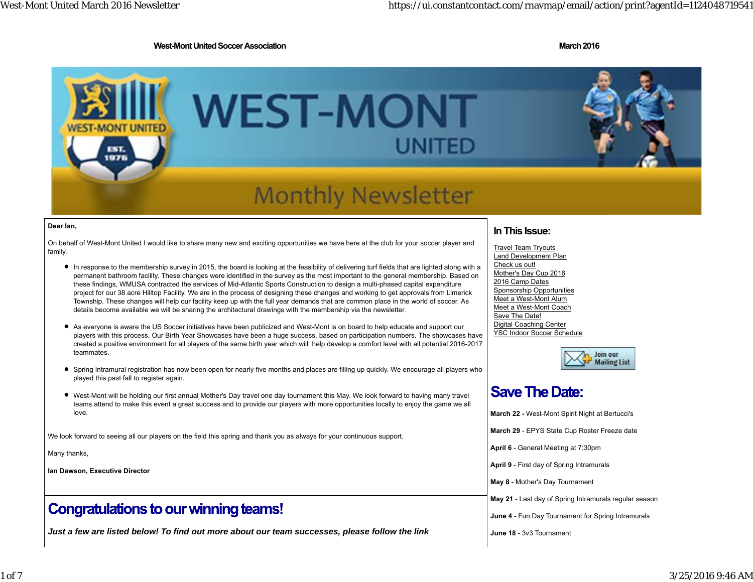**West-Mont United Soccer Association** **March 2016**

# WEST-MONT UNITED

## Monthly Newsletter

**Dear Ian,**

On behalf of West-Mont United I would like to share many new and exciting opportunities we have here at the club for your soccer player and family.

- In response to the membership survey in 2015, the board is looking at the feasibility of delivering turf fields that are lighted along with a permanent bathroom facility. These changes were identified in the survey as the most important to the general membership. Based on these findings, WMUSA contracted the services of Mid-Atlantic Sports Construction to design a multi-phased capital expenditure project for our 38 acre Hilltop Facility. We are in the process of designing these changes and working to get approvals from Limerick Township. These changes will help our facility keep up with the full year demands that are common place in the world of soccer. As details become available we will be sharing the architectural drawings with the membership via the newsletter.
- As everyone is aware the US Soccer initiatives have been publicized and West-Mont is on board to help educate and support our players with this process. Our Birth Year Showcases have been a huge success, based on participation numbers. The showcases have created a positive environment for all players of the same birth year which will help develop a comfort level with all potential 2016-2017 teammates.
- Spring Intramural registration has now been open for nearly five months and places are filling up quickly. We encourage all players who played this past fall to register again.
- West-Mont will be holding our first annual Mother's Day travel one day tournament this May. We look forward to having many travel teams attend to make this event a great success and to provide our players with more opportunities locally to enjoy the game we all love.

We look forward to seeing all our players on the field this spring and thank you as always for your continuous support.

Many thanks,

**Ian Dawson, Executive Director**

## In This Issue:

- Travel Team Tryouts
- Land Development Plan
- Check us out!
- Mother's Day Cup 2016
- 2016 Camp Dates
- Sponsorship Opportunities
- Meet a West-Mont Alum
- Meet a West-Mont Coach
- Save The Date!
- Digital Coaching Center
- YSC Indoor Soccer Schedule

Join our Mailing List

## Save The Date:

**March 22 -** West-Mont Spirit Night at Bertucci's

**March 29** - EPYS State Cup Roster Freeze date

**April 6** - General Meeting at 7:30pm

**April 9** - First day of Spring Intramurals

**May 8** - Mother's Day Tournament

**May 21** - Last day of Spring Intramurals regular season

**June 4** - Fun Day Tournament for Spring Intramurals

**June 18** - 3v3 Tournament

## Congratulations to our winning teams!

***Just a few are listed below! To find out more about our team successes, please follow the link***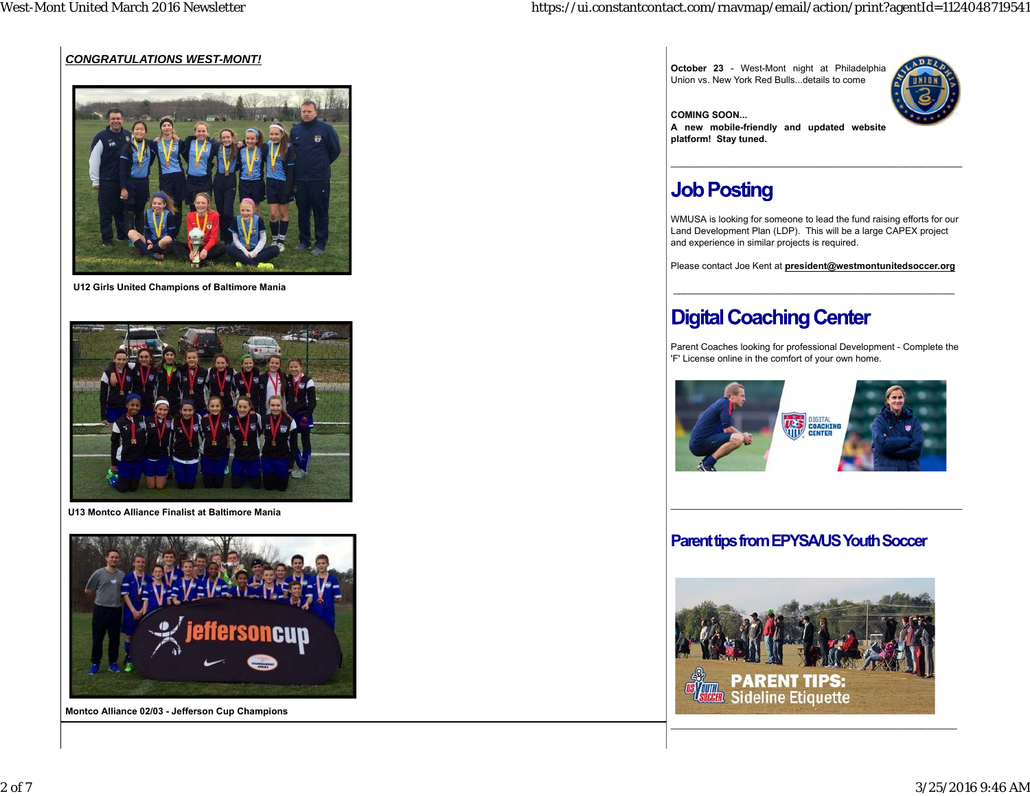***CONGRATULATIONS WEST-MONT!***

**U12 Girls United Champions of Baltimore Mania**

**U13 Montco Alliance Finalist at Baltimore Mania**

**Montco Alliance 02/03 - Jefferson Cup Champions**

**October 23** - West-Mont night at Philadelphia Union vs. New York Red Bulls...details to come

**COMING SOON...**
**A new mobile-friendly and updated website platform! Stay tuned.**

---

## Job Posting

WMUSA is looking for someone to lead the fund raising efforts for our Land Development Plan (LDP). This will be a large CAPEX project and experience in similar projects is required.

Please contact Joe Kent at **president@westmontunitedsoccer.org**

---

## Digital Coaching Center

Parent Coaches looking for professional Development - Complete the 'F' License online in the comfort of your own home.

---

## Parent tips from EPYSA/US Youth Soccer

---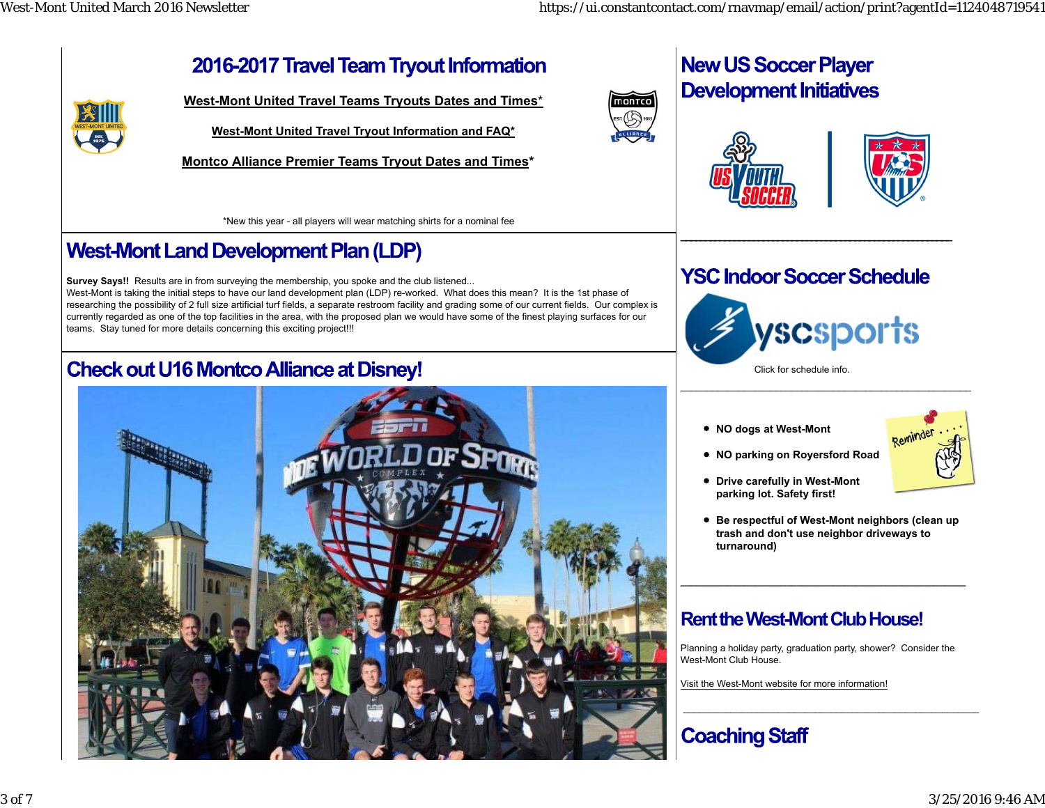# 2016-2017 Travel Team Tryout Information

West-Mont United Travel Teams Tryouts Dates and Times*

West-Mont United Travel Tryout Information and FAQ*

Montco Alliance Premier Teams Tryout Dates and Times*

*New this year - all players will wear matching shirts for a nominal fee

# West-Mont Land Development Plan (LDP)

**Survey Says!!** Results are in from surveying the membership, you spoke and the club listened...
West-Mont is taking the initial steps to have our land development plan (LDP) re-worked. What does this mean? It is the 1st phase of researching the possibility of 2 full size artificial turf fields, a separate restroom facility and grading some of our current fields. Our complex is currently regarded as one of the top facilities in the area, with the proposed plan we would have some of the finest playing surfaces for our teams. Stay tuned for more details concerning this exciting project!!!

# Check out U16 Montco Alliance at Disney!

# New US Soccer Player Development Initiatives

---

# YSC Indoor Soccer Schedule

Click for schedule info.

---

- **NO dogs at West-Mont**
- **NO parking on Royersford Road**
- **Drive carefully in West-Mont parking lot. Safety first!**
- **Be respectful of West-Mont neighbors (clean up trash and don't use neighbor driveways to turnaround)**

---

# Rent the West-Mont Club House!

Planning a holiday party, graduation party, shower? Consider the West-Mont Club House.

Visit the West-Mont website for more information!

---

# Coaching Staff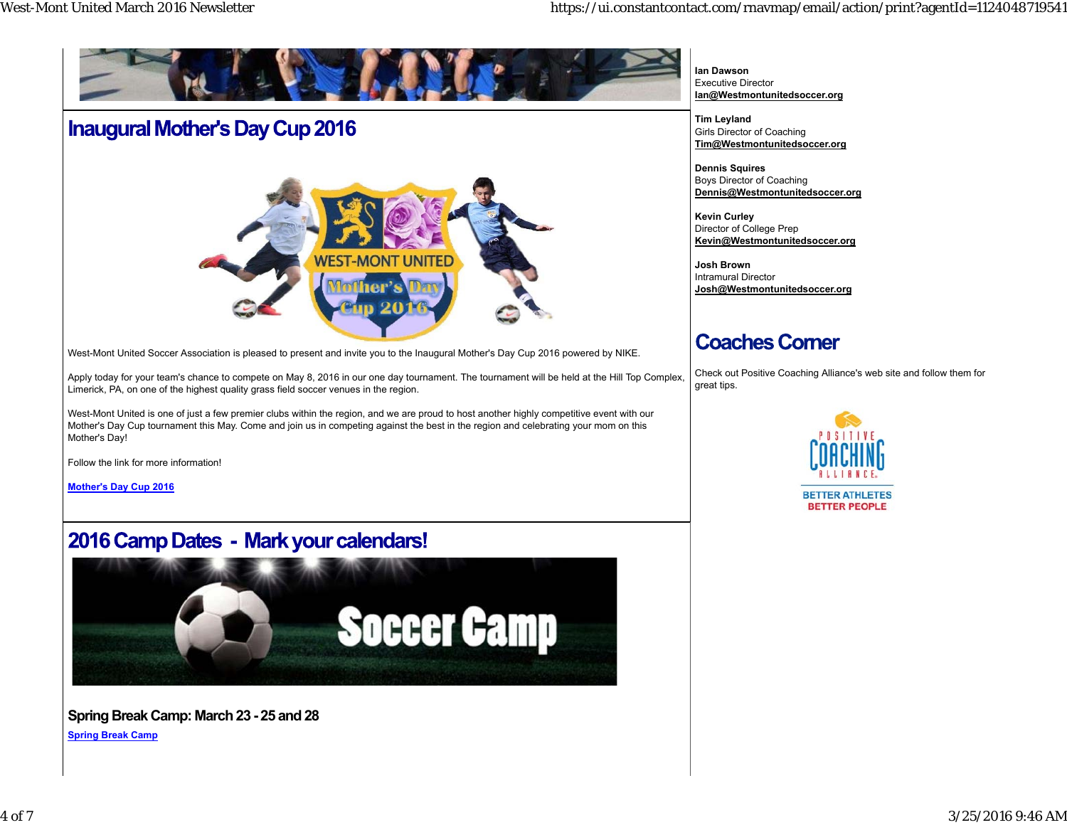## Inaugural Mother's Day Cup 2016

West-Mont United Soccer Association is pleased to present and invite you to the Inaugural Mother's Day Cup 2016 powered by NIKE.

Apply today for your team's chance to compete on May 8, 2016 in our one day tournament. The tournament will be held at the Hill Top Complex, Limerick, PA, on one of the highest quality grass field soccer venues in the region.

West-Mont United is one of just a few premier clubs within the region, and we are proud to host another highly competitive event with our Mother's Day Cup tournament this May. Come and join us in competing against the best in the region and celebrating your mom on this Mother's Day!

Follow the link for more information!

**Mother's Day Cup 2016**

## 2016 Camp Dates - Mark your calendars!

### Spring Break Camp: March 23 - 25 and 28

**Spring Break Camp**

**Ian Dawson**
Executive Director
**Ian@Westmontunitedsoccer.org**

**Tim Leyland**
Girls Director of Coaching
**Tim@Westmontunitedsoccer.org**

**Dennis Squires**
Boys Director of Coaching
**Dennis@Westmontunitedsoccer.org**

**Kevin Curley**
Director of College Prep
**Kevin@Westmontunitedsoccer.org**

**Josh Brown**
Intramural Director
**Josh@Westmontunitedsoccer.org**

## Coaches Corner

Check out Positive Coaching Alliance's web site and follow them for great tips.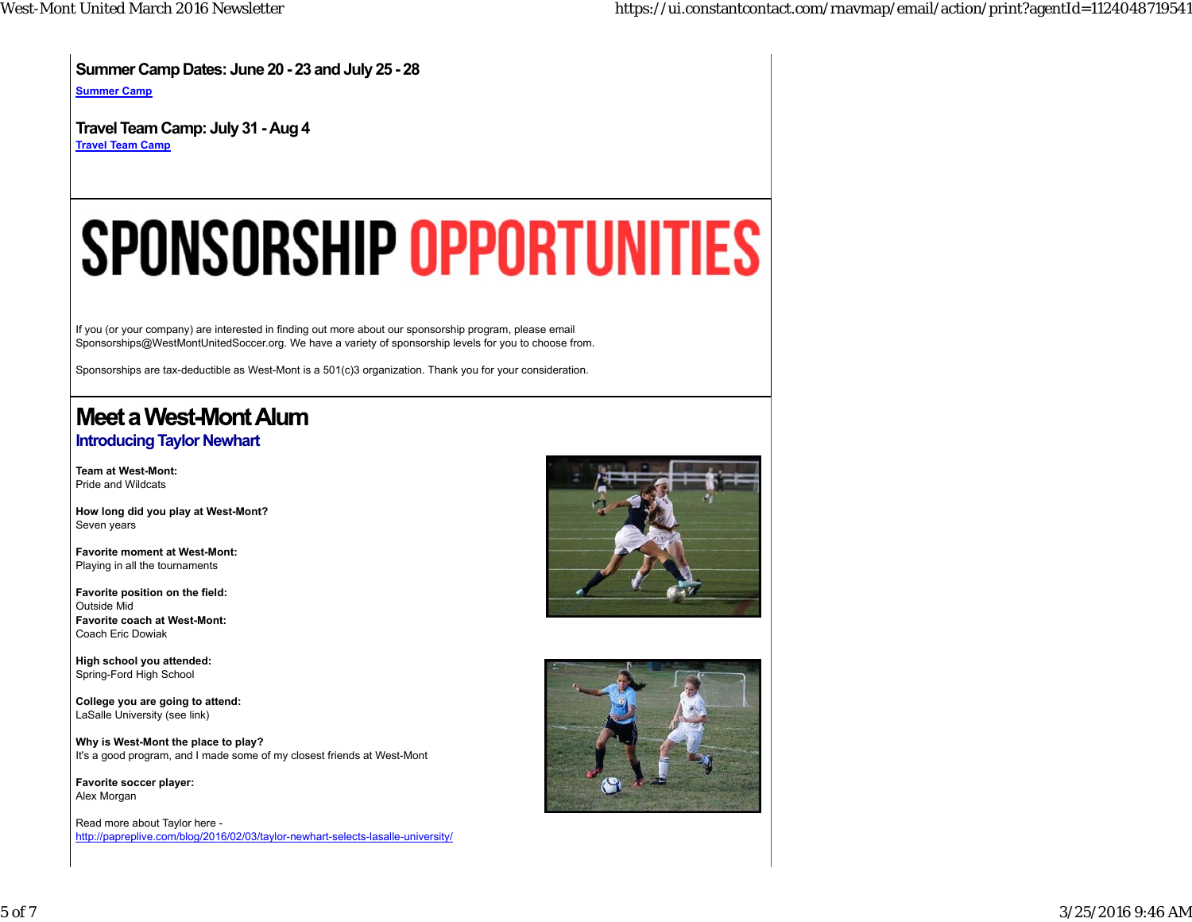## Summer Camp Dates: June 20 - 23 and July 25 - 28

[Summer Camp]

## Travel Team Camp: July 31 - Aug 4

[Travel Team Camp]

# SPONSORSHIP OPPORTUNITIES

If you (or your company) are interested in finding out more about our sponsorship program, please email Sponsorships@WestMontUnitedSoccer.org. We have a variety of sponsorship levels for you to choose from.

Sponsorships are tax-deductible as West-Mont is a 501(c)3 organization. Thank you for your consideration.

# Meet a West-Mont Alum

## Introducing Taylor Newhart

**Team at West-Mont:**
Pride and Wildcats

**How long did you play at West-Mont?**
Seven years

**Favorite moment at West-Mont:**
Playing in all the tournaments

**Favorite position on the field:**
Outside Mid
**Favorite coach at West-Mont:**
Coach Eric Dowiak

**High school you attended:**
Spring-Ford High School

**College you are going to attend:**
LaSalle University (see link)

**Why is West-Mont the place to play?**
It's a good program, and I made some of my closest friends at West-Mont

**Favorite soccer player:**
Alex Morgan

Read more about Taylor here -
http://papreplive.com/blog/2016/02/03/taylor-newhart-selects-lasalle-university/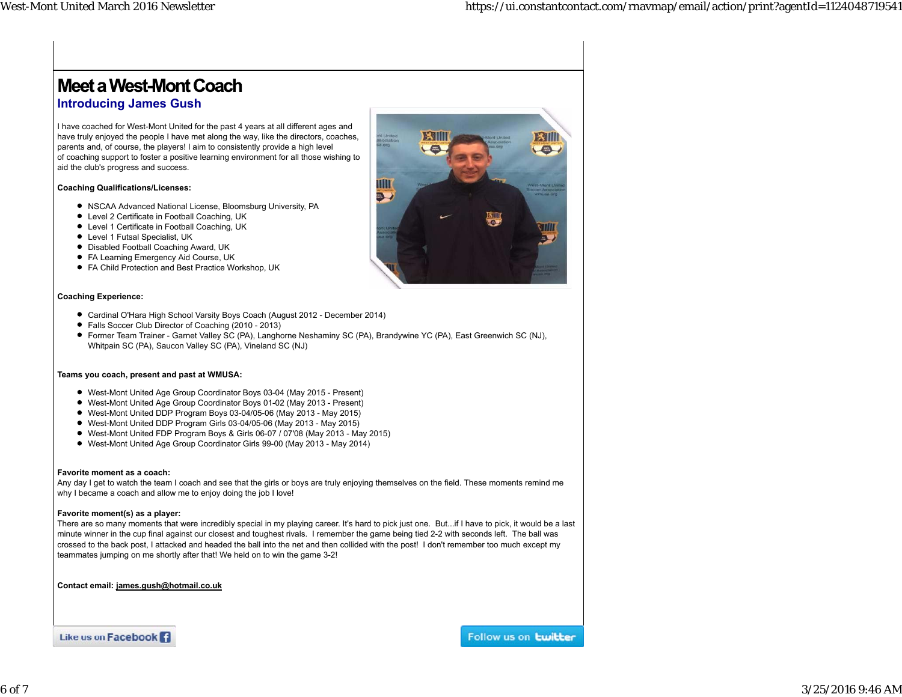# Meet a West-Mont Coach

## Introducing James Gush

I have coached for West-Mont United for the past 4 years at all different ages and have truly enjoyed the people I have met along the way, like the directors, coaches, parents and, of course, the players! I aim to consistently provide a high level of coaching support to foster a positive learning environment for all those wishing to aid the club's progress and success.

**Coaching Qualifications/Licenses:**

- NSCAA Advanced National License, Bloomsburg University, PA
- Level 2 Certificate in Football Coaching, UK
- Level 1 Certificate in Football Coaching, UK
- Level 1 Futsal Specialist, UK
- Disabled Football Coaching Award, UK
- FA Learning Emergency Aid Course, UK
- FA Child Protection and Best Practice Workshop, UK

**Coaching Experience:**

- Cardinal O'Hara High School Varsity Boys Coach (August 2012 - December 2014)
- Falls Soccer Club Director of Coaching (2010 - 2013)
- Former Team Trainer - Garnet Valley SC (PA), Langhorne Neshaminy SC (PA), Brandywine YC (PA), East Greenwich SC (NJ), Whitpain SC (PA), Saucon Valley SC (PA), Vineland SC (NJ)

**Teams you coach, present and past at WMUSA:**

- West-Mont United Age Group Coordinator Boys 03-04 (May 2015 - Present)
- West-Mont United Age Group Coordinator Boys 01-02 (May 2013 - Present)
- West-Mont United DDP Program Boys 03-04/05-06 (May 2013 - May 2015)
- West-Mont United DDP Program Girls 03-04/05-06 (May 2013 - May 2015)
- West-Mont United FDP Program Boys & Girls 06-07 / 07'08 (May 2013 - May 2015)
- West-Mont United Age Group Coordinator Girls 99-00 (May 2013 - May 2014)

**Favorite moment as a coach:**
Any day I get to watch the team I coach and see that the girls or boys are truly enjoying themselves on the field. These moments remind me why I became a coach and allow me to enjoy doing the job I love!

**Favorite moment(s) as a player:**
There are so many moments that were incredibly special in my playing career. It's hard to pick just one. But...if I have to pick, it would be a last minute winner in the cup final against our closest and toughest rivals. I remember the game being tied 2-2 with seconds left. The ball was crossed to the back post, I attacked and headed the ball into the net and then collided with the post! I don't remember too much except my teammates jumping on me shortly after that! We held on to win the game 3-2!

**Contact email:** james.gush@hotmail.co.uk

Like us on Facebook

Follow us on twitter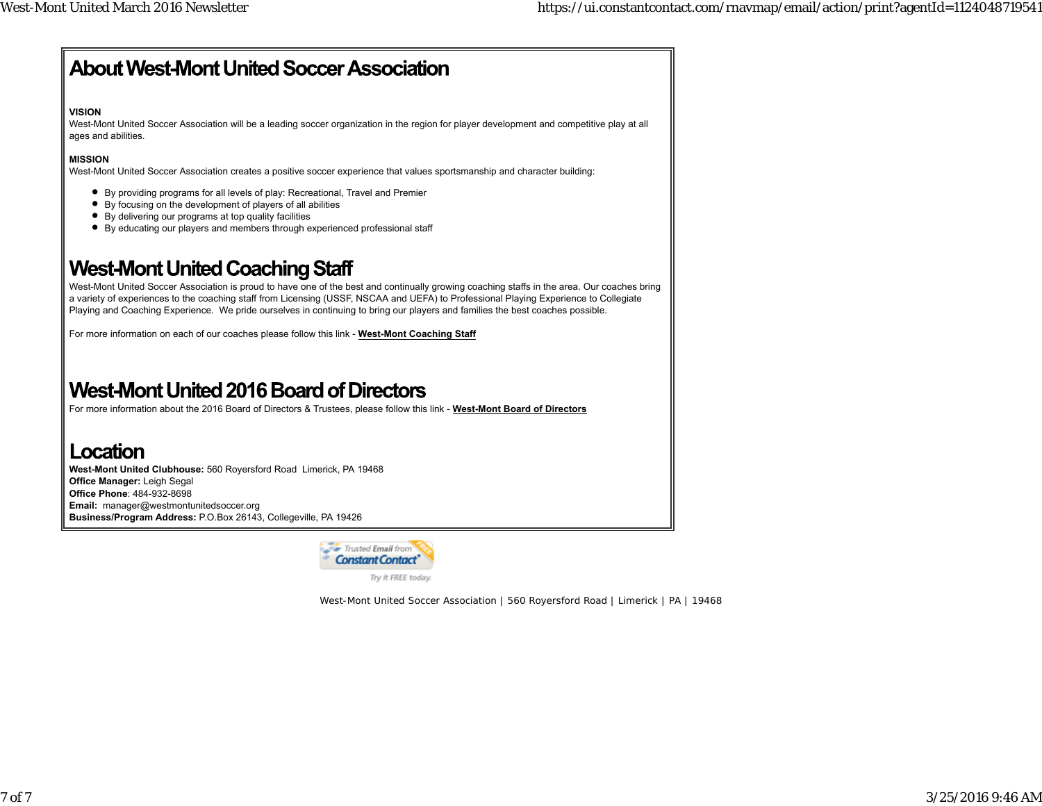# About West-Mont United Soccer Association

**VISION**
West-Mont United Soccer Association will be a leading soccer organization in the region for player development and competitive play at all ages and abilities.

**MISSION**
West-Mont United Soccer Association creates a positive soccer experience that values sportsmanship and character building:

- By providing programs for all levels of play: Recreational, Travel and Premier
- By focusing on the development of players of all abilities
- By delivering our programs at top quality facilities
- By educating our players and members through experienced professional staff

# West-Mont United Coaching Staff

West-Mont United Soccer Association is proud to have one of the best and continually growing coaching staffs in the area. Our coaches bring a variety of experiences to the coaching staff from Licensing (USSF, NSCAA and UEFA) to Professional Playing Experience to Collegiate Playing and Coaching Experience. We pride ourselves in continuing to bring our players and families the best coaches possible.

For more information on each of our coaches please follow this link - **West-Mont Coaching Staff**

# West-Mont United 2016 Board of Directors

For more information about the 2016 Board of Directors & Trustees, please follow this link - **West-Mont Board of Directors**

# Location

**West-Mont United Clubhouse:** 560 Royersford Road Limerick, PA 19468
**Office Manager:** Leigh Segal
**Office Phone**: 484-932-8698
**Email:** manager@westmontunitedsoccer.org
**Business/Program Address:** P.O.Box 26143, Collegeville, PA 19426

Trusted Email from Constant Contact — Try it FREE today.

West-Mont United Soccer Association | 560 Royersford Road | Limerick | PA | 19468